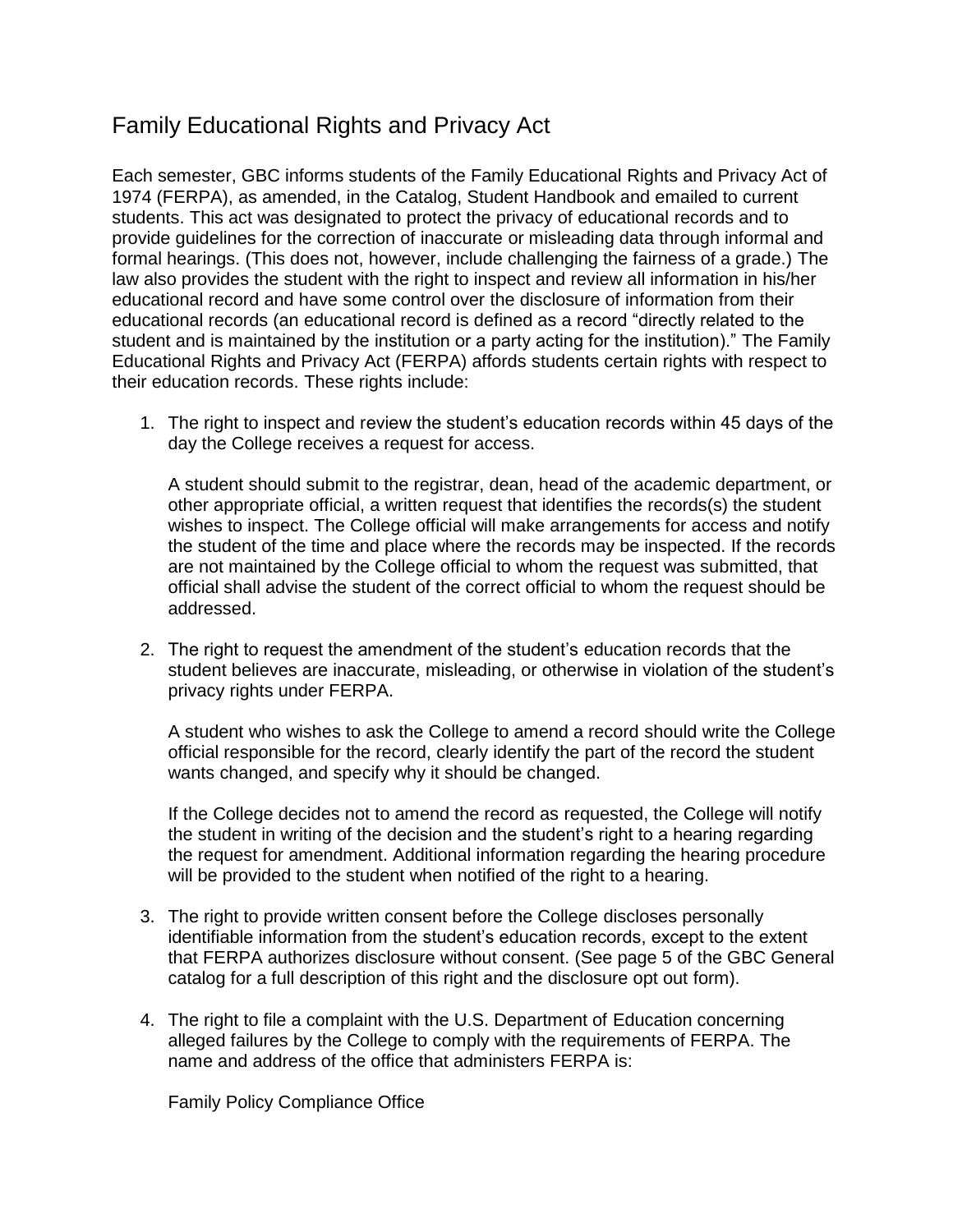# Family Educational Rights and Privacy Act

Each semester, GBC informs students of the Family Educational Rights and Privacy Act of 1974 (FERPA), as amended, in the Catalog, Student Handbook and emailed to current students. This act was designated to protect the privacy of educational records and to provide guidelines for the correction of inaccurate or misleading data through informal and formal hearings. (This does not, however, include challenging the fairness of a grade.) The law also provides the student with the right to inspect and review all information in his/her educational record and have some control over the disclosure of information from their educational records (an educational record is defined as a record "directly related to the student and is maintained by the institution or a party acting for the institution)." The Family Educational Rights and Privacy Act (FERPA) affords students certain rights with respect to their education records. These rights include:

1. The right to inspect and review the student's education records within 45 days of the day the College receives a request for access.

   A student should submit to the registrar, dean, head of the academic department, or other appropriate official, a written request that identifies the records(s) the student wishes to inspect. The College official will make arrangements for access and notify the student of the time and place where the records may be inspected. If the records are not maintained by the College official to whom the request was submitted, that official shall advise the student of the correct official to whom the request should be addressed.

2. The right to request the amendment of the student's education records that the student believes are inaccurate, misleading, or otherwise in violation of the student's privacy rights under FERPA.

   A student who wishes to ask the College to amend a record should write the College official responsible for the record, clearly identify the part of the record the student wants changed, and specify why it should be changed.

   If the College decides not to amend the record as requested, the College will notify the student in writing of the decision and the student's right to a hearing regarding the request for amendment. Additional information regarding the hearing procedure will be provided to the student when notified of the right to a hearing.

3. The right to provide written consent before the College discloses personally identifiable information from the student's education records, except to the extent that FERPA authorizes disclosure without consent. (See page 5 of the GBC General catalog for a full description of this right and the disclosure opt out form).

4. The right to file a complaint with the U.S. Department of Education concerning alleged failures by the College to comply with the requirements of FERPA. The name and address of the office that administers FERPA is:

   Family Policy Compliance Office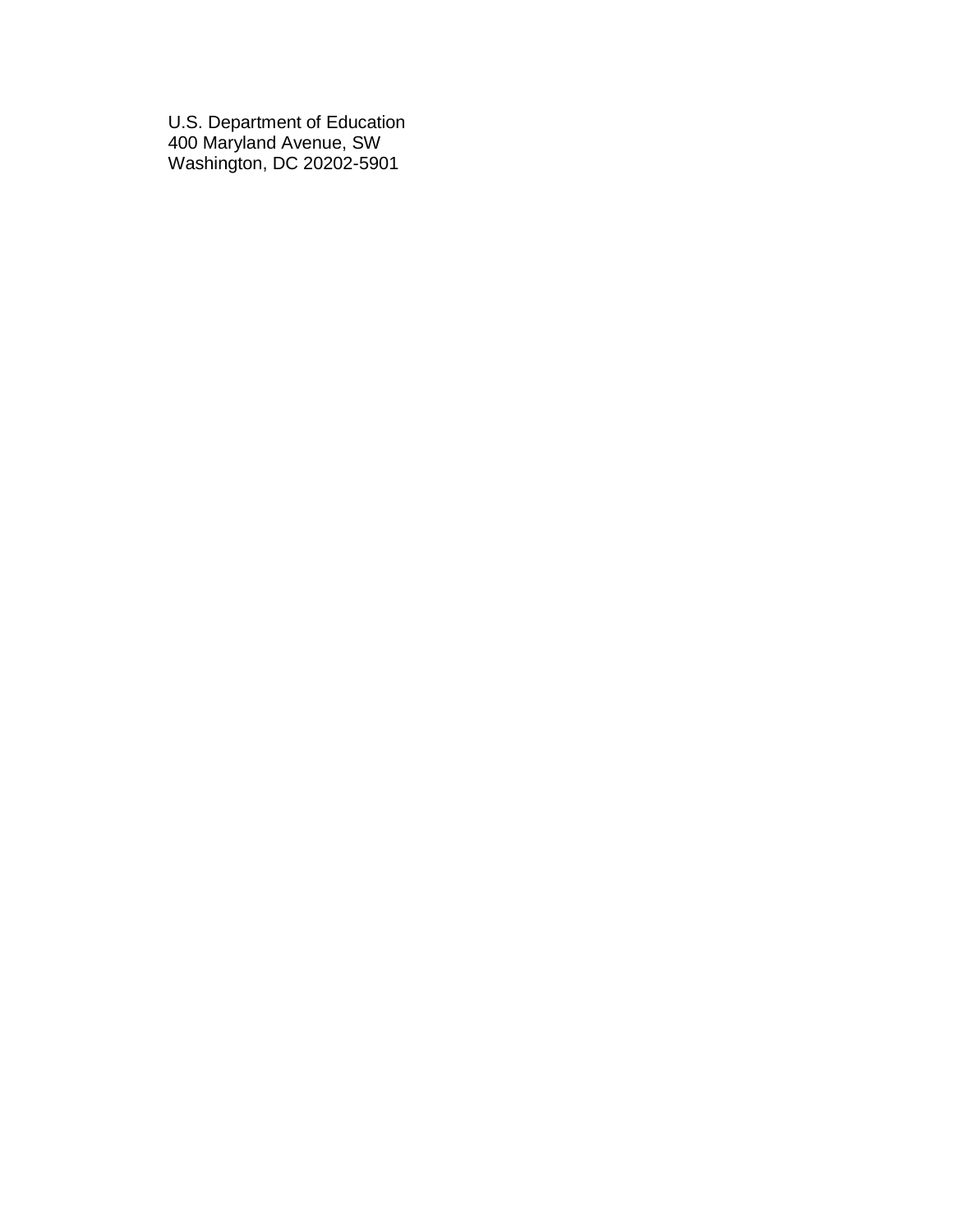U.S. Department of Education
400 Maryland Avenue, SW
Washington, DC 20202-5901